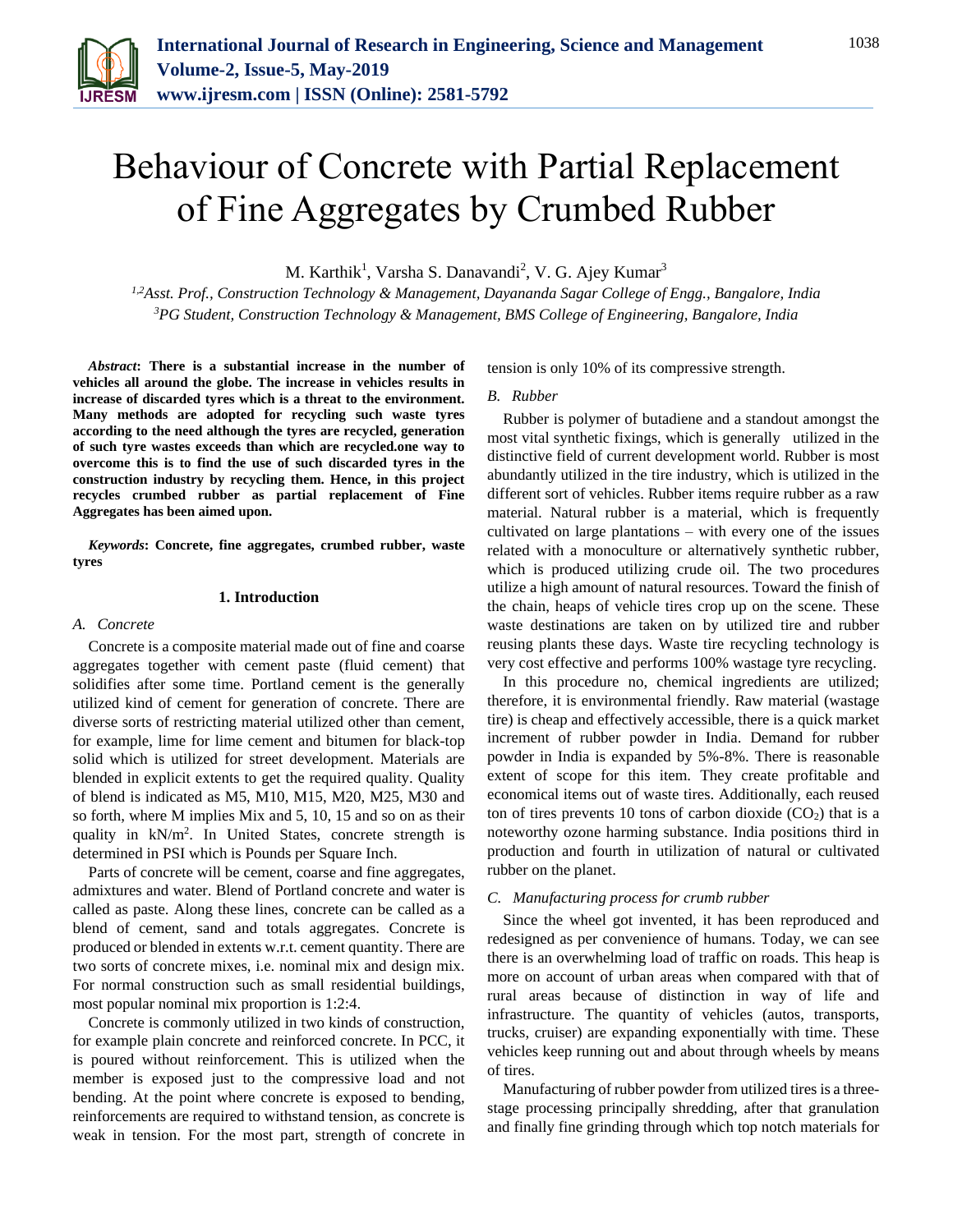# Behaviour of Concrete with Partial Replacement of Fine Aggregates by Crumbed Rubber

M. Karthik[1], Varsha S. Danavandi[2], V. G. Ajey Kumar[3]

[1,2]*Asst. Prof., Construction Technology & Management, Dayananda Sagar College of Engg., Bangalore, India*
[3]*PG Student, Construction Technology & Management, BMS College of Engineering, Bangalore, India*

***Abstract*****: There is a substantial increase in the number of vehicles all around the globe. The increase in vehicles results in increase of discarded tyres which is a threat to the environment. Many methods are adopted for recycling such waste tyres according to the need although the tyres are recycled, generation of such tyre wastes exceeds than which are recycled.one way to overcome this is to find the use of such discarded tyres in the construction industry by recycling them. Hence, in this project recycles crumbed rubber as partial replacement of Fine Aggregates has been aimed upon.**

***Keywords*****: Concrete, fine aggregates, crumbed rubber, waste tyres**

## 1. Introduction

### *A. Concrete*

Concrete is a composite material made out of fine and coarse aggregates together with cement paste (fluid cement) that solidifies after some time. Portland cement is the generally utilized kind of cement for generation of concrete. There are diverse sorts of restricting material utilized other than cement, for example, lime for lime cement and bitumen for black-top solid which is utilized for street development. Materials are blended in explicit extents to get the required quality. Quality of blend is indicated as M5, M10, M15, M20, M25, M30 and so forth, where M implies Mix and 5, 10, 15 and so on as their quality in $kN/m^2$. In United States, concrete strength is determined in PSI which is Pounds per Square Inch.

Parts of concrete will be cement, coarse and fine aggregates, admixtures and water. Blend of Portland concrete and water is called as paste. Along these lines, concrete can be called as a blend of cement, sand and totals aggregates. Concrete is produced or blended in extents w.r.t. cement quantity. There are two sorts of concrete mixes, i.e. nominal mix and design mix. For normal construction such as small residential buildings, most popular nominal mix proportion is 1:2:4.

Concrete is commonly utilized in two kinds of construction, for example plain concrete and reinforced concrete. In PCC, it is poured without reinforcement. This is utilized when the member is exposed just to the compressive load and not bending. At the point where concrete is exposed to bending, reinforcements are required to withstand tension, as concrete is weak in tension. For the most part, strength of concrete in tension is only 10% of its compressive strength.

### *B. Rubber*

Rubber is polymer of butadiene and a standout amongst the most vital synthetic fixings, which is generally utilized in the distinctive field of current development world. Rubber is most abundantly utilized in the tire industry, which is utilized in the different sort of vehicles. Rubber items require rubber as a raw material. Natural rubber is a material, which is frequently cultivated on large plantations – with every one of the issues related with a monoculture or alternatively synthetic rubber, which is produced utilizing crude oil. The two procedures utilize a high amount of natural resources. Toward the finish of the chain, heaps of vehicle tires crop up on the scene. These waste destinations are taken on by utilized tire and rubber reusing plants these days. Waste tire recycling technology is very cost effective and performs 100% wastage tyre recycling.

In this procedure no, chemical ingredients are utilized; therefore, it is environmental friendly. Raw material (wastage tire) is cheap and effectively accessible, there is a quick market increment of rubber powder in India. Demand for rubber powder in India is expanded by 5%-8%. There is reasonable extent of scope for this item. They create profitable and economical items out of waste tires. Additionally, each reused ton of tires prevents 10 tons of carbon dioxide ($CO_2$) that is a noteworthy ozone harming substance. India positions third in production and fourth in utilization of natural or cultivated rubber on the planet.

### *C. Manufacturing process for crumb rubber*

Since the wheel got invented, it has been reproduced and redesigned as per convenience of humans. Today, we can see there is an overwhelming load of traffic on roads. This heap is more on account of urban areas when compared with that of rural areas because of distinction in way of life and infrastructure. The quantity of vehicles (autos, transports, trucks, cruiser) are expanding exponentially with time. These vehicles keep running out and about through wheels by means of tires.

Manufacturing of rubber powder from utilized tires is a three-stage processing principally shredding, after that granulation and finally fine grinding through which top notch materials for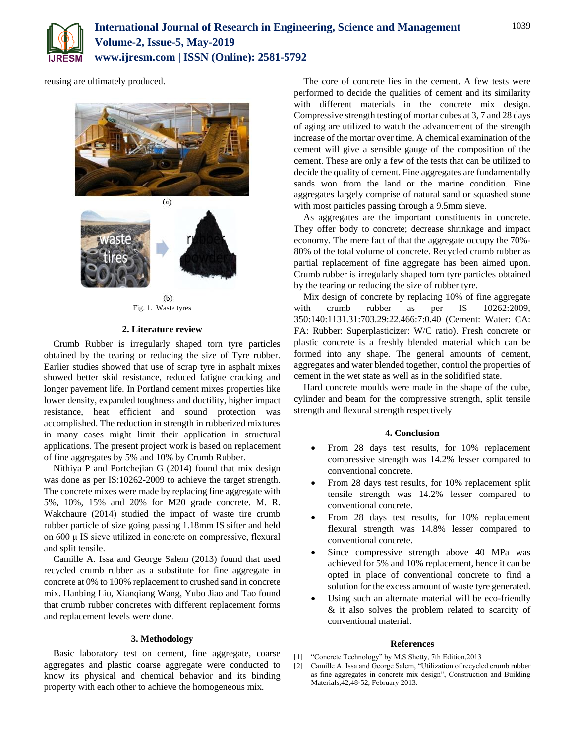reusing are ultimately produced.

(a)

(b)

Fig. 1. Waste tyres

## 2. Literature review

Crumb Rubber is irregularly shaped torn tyre particles obtained by the tearing or reducing the size of Tyre rubber. Earlier studies showed that use of scrap tyre in asphalt mixes showed better skid resistance, reduced fatigue cracking and longer pavement life. In Portland cement mixes properties like lower density, expanded toughness and ductility, higher impact resistance, heat efficient and sound protection was accomplished. The reduction in strength in rubberized mixtures in many cases might limit their application in structural applications. The present project work is based on replacement of fine aggregates by 5% and 10% by Crumb Rubber.

Nithiya P and Portchejian G (2014) found that mix design was done as per IS:10262-2009 to achieve the target strength. The concrete mixes were made by replacing fine aggregate with 5%, 10%, 15% and 20% for M20 grade concrete. M. R. Wakchaure (2014) studied the impact of waste tire crumb rubber particle of size going passing 1.18mm IS sifter and held on 600 µ IS sieve utilized in concrete on compressive, flexural and split tensile.

Camille A. Issa and George Salem (2013) found that used recycled crumb rubber as a substitute for fine aggregate in concrete at 0% to 100% replacement to crushed sand in concrete mix. Hanbing Liu, Xianqiang Wang, Yubo Jiao and Tao found that crumb rubber concretes with different replacement forms and replacement levels were done.

## 3. Methodology

Basic laboratory test on cement, fine aggregate, coarse aggregates and plastic coarse aggregate were conducted to know its physical and chemical behavior and its binding property with each other to achieve the homogeneous mix.

The core of concrete lies in the cement. A few tests were performed to decide the qualities of cement and its similarity with different materials in the concrete mix design. Compressive strength testing of mortar cubes at 3, 7 and 28 days of aging are utilized to watch the advancement of the strength increase of the mortar over time. A chemical examination of the cement will give a sensible gauge of the composition of the cement. These are only a few of the tests that can be utilized to decide the quality of cement. Fine aggregates are fundamentally sands won from the land or the marine condition. Fine aggregates largely comprise of natural sand or squashed stone with most particles passing through a 9.5mm sieve.

As aggregates are the important constituents in concrete. They offer body to concrete; decrease shrinkage and impact economy. The mere fact of that the aggregate occupy the 70%-80% of the total volume of concrete. Recycled crumb rubber as partial replacement of fine aggregate has been aimed upon. Crumb rubber is irregularly shaped torn tyre particles obtained by the tearing or reducing the size of rubber tyre.

Mix design of concrete by replacing 10% of fine aggregate with crumb rubber as per IS 10262:2009, 350:140:1131.31:703.29:22.466:7:0.40 (Cement: Water: CA: FA: Rubber: Superplasticizer: W/C ratio). Fresh concrete or plastic concrete is a freshly blended material which can be formed into any shape. The general amounts of cement, aggregates and water blended together, control the properties of cement in the wet state as well as in the solidified state.

Hard concrete moulds were made in the shape of the cube, cylinder and beam for the compressive strength, split tensile strength and flexural strength respectively

## 4. Conclusion

- From 28 days test results, for 10% replacement compressive strength was 14.2% lesser compared to conventional concrete.
- From 28 days test results, for 10% replacement split tensile strength was 14.2% lesser compared to conventional concrete.
- From 28 days test results, for 10% replacement flexural strength was 14.8% lesser compared to conventional concrete.
- Since compressive strength above 40 MPa was achieved for 5% and 10% replacement, hence it can be opted in place of conventional concrete to find a solution for the excess amount of waste tyre generated.
- Using such an alternate material will be eco-friendly & it also solves the problem related to scarcity of conventional material.

## References

[1] "Concrete Technology" by M.S Shetty, 7th Edition,2013

[2] Camille A. Issa and George Salem, "Utilization of recycled crumb rubber as fine aggregates in concrete mix design", Construction and Building Materials,42,48-52, February 2013.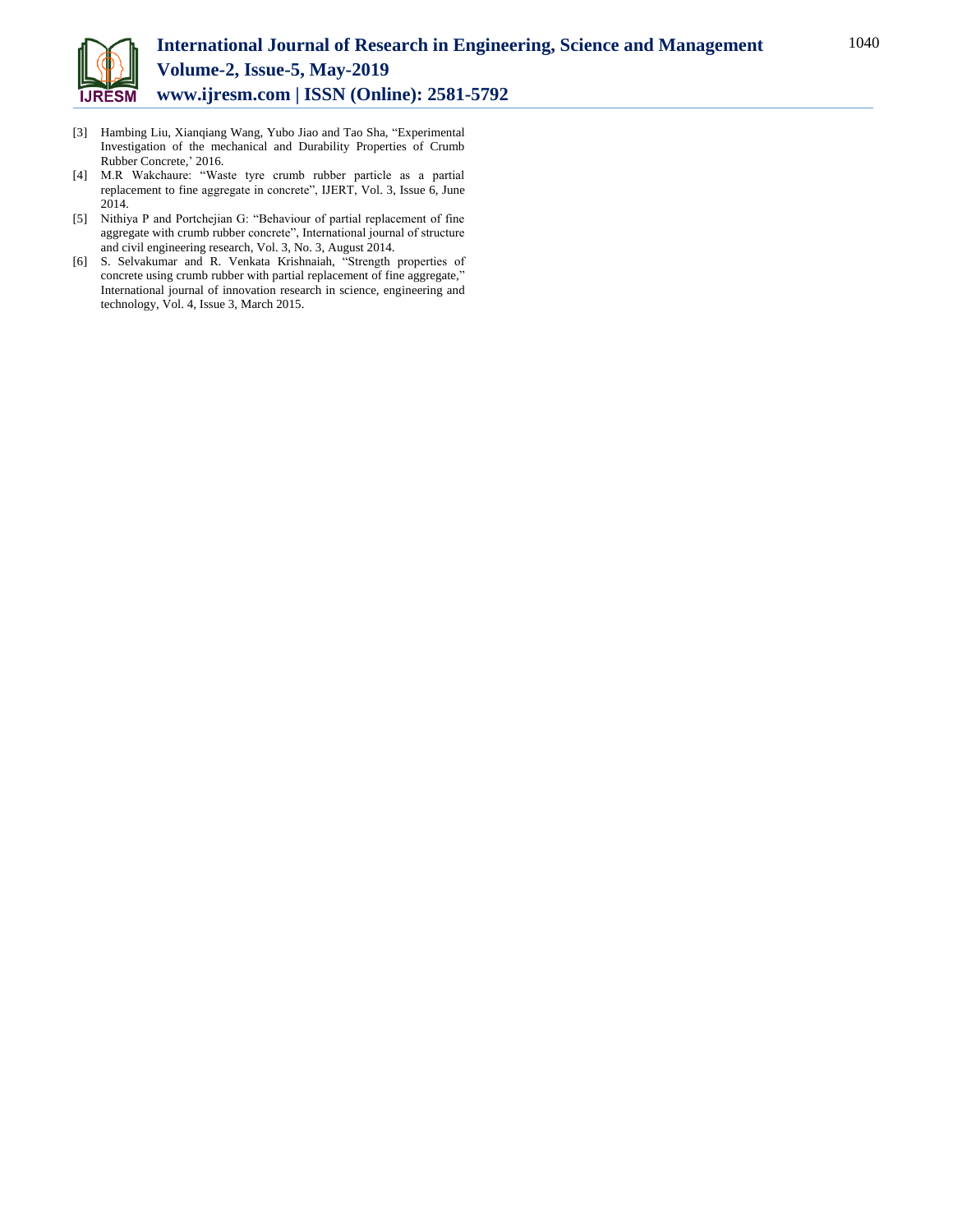[3] Hambing Liu, Xianqiang Wang, Yubo Jiao and Tao Sha, "Experimental Investigation of the mechanical and Durability Properties of Crumb Rubber Concrete,' 2016.

[4] M.R Wakchaure: "Waste tyre crumb rubber particle as a partial replacement to fine aggregate in concrete", IJERT, Vol. 3, Issue 6, June 2014.

[5] Nithiya P and Portchejian G: "Behaviour of partial replacement of fine aggregate with crumb rubber concrete", International journal of structure and civil engineering research, Vol. 3, No. 3, August 2014.

[6] S. Selvakumar and R. Venkata Krishnaiah, "Strength properties of concrete using crumb rubber with partial replacement of fine aggregate," International journal of innovation research in science, engineering and technology, Vol. 4, Issue 3, March 2015.